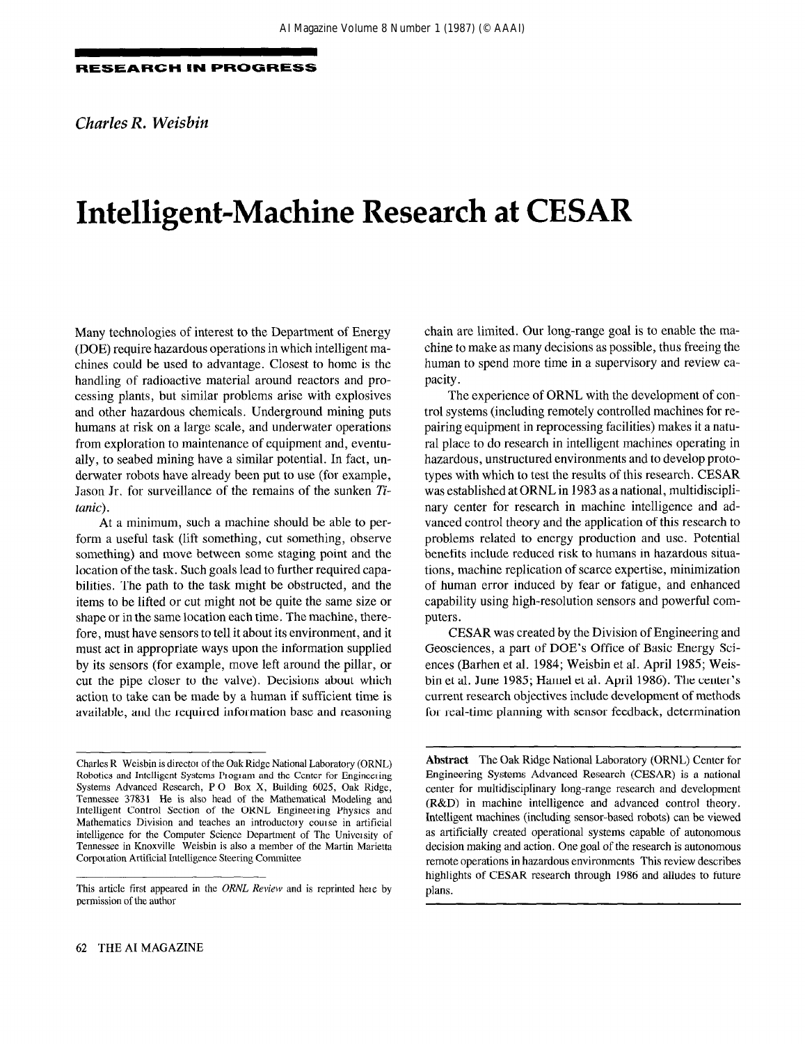**RESEARCH IN PROGRESS**

*Charles R. Weisbin*

# Intelligent-Machine Research at CESAR

**Abstract** The Oak Ridge National Laboratory (ORNL) Center for Engineering Systems Advanced Research (CESAR) is a national center for multidisciplinary long-range research and development (R&D) in machine intelligence and advanced control theory. Intelligent machines (including sensor-based robots) can be viewed as artificially created operational systems capable of autonomous decision making and action. One goal of the research is autonomous remote operations in hazardous environments This review describes highlights of CESAR research through 1986 and alludes to future plans.

Many technologies of interest to the Department of Energy (DOE) require hazardous operations in which intelligent machines could be used to advantage. Closest to home is the handling of radioactive material around reactors and processing plants, but similar problems arise with explosives and other hazardous chemicals. Underground mining puts humans at risk on a large scale, and underwater operations from exploration to maintenance of equipment and, eventually, to seabed mining have a similar potential. In fact, underwater robots have already been put to use (for example, Jason Jr. for surveillance of the remains of the sunken *Titanic*).

At a minimum, such a machine should be able to perform a useful task (lift something, cut something, observe something) and move between some staging point and the location of the task. Such goals lead to further required capabilities. The path to the task might be obstructed, and the items to be lifted or cut might not be quite the same size or shape or in the same location each time. The machine, therefore, must have sensors to tell it about its environment, and it must act in appropriate ways upon the information supplied by its sensors (for example, move left around the pillar, or cut the pipe closer to the valve). Decisions about which action to take can be made by a human if sufficient time is available, and the required information base and reasoning chain are limited. Our long-range goal is to enable the machine to make as many decisions as possible, thus freeing the human to spend more time in a supervisory and review capacity.

The experience of ORNL with the development of control systems (including remotely controlled machines for repairing equipment in reprocessing facilities) makes it a natural place to do research in intelligent machines operating in hazardous, unstructured environments and to develop prototypes with which to test the results of this research. CESAR was established at ORNL in 1983 as a national, multidisciplinary center for research in machine intelligence and advanced control theory and the application of this research to problems related to energy production and use. Potential benefits include reduced risk to humans in hazardous situations, machine replication of scarce expertise, minimization of human error induced by fear or fatigue, and enhanced capability using high-resolution sensors and powerful computers.

CESAR was created by the Division of Engineering and Geosciences, a part of DOE's Office of Basic Energy Sciences (Barhen et al. 1984; Weisbin et al. April 1985; Weisbin et al. June 1985; Hamel et al. April 1986). The center's current research objectives include development of methods for real-time planning with sensor feedback, determination

---

Charles R Weisbin is director of the Oak Ridge National Laboratory (ORNL) Robotics and Intelligent Systems Program and the Center for Engineering Systems Advanced Research, P O Box X, Building 6025, Oak Ridge, Tennessee 37831 He is also head of the Mathematical Modeling and Intelligent Control Section of the ORNL Engineering Physics and Mathematics Division and teaches an introductory course in artificial intelligence for the Computer Science Department of The University of Tennessee in Knoxville Weisbin is also a member of the Martin Marietta Corporation Artificial Intelligence Steering Committee

This article first appeared in the *ORNL Review* and is reprinted here by permission of the author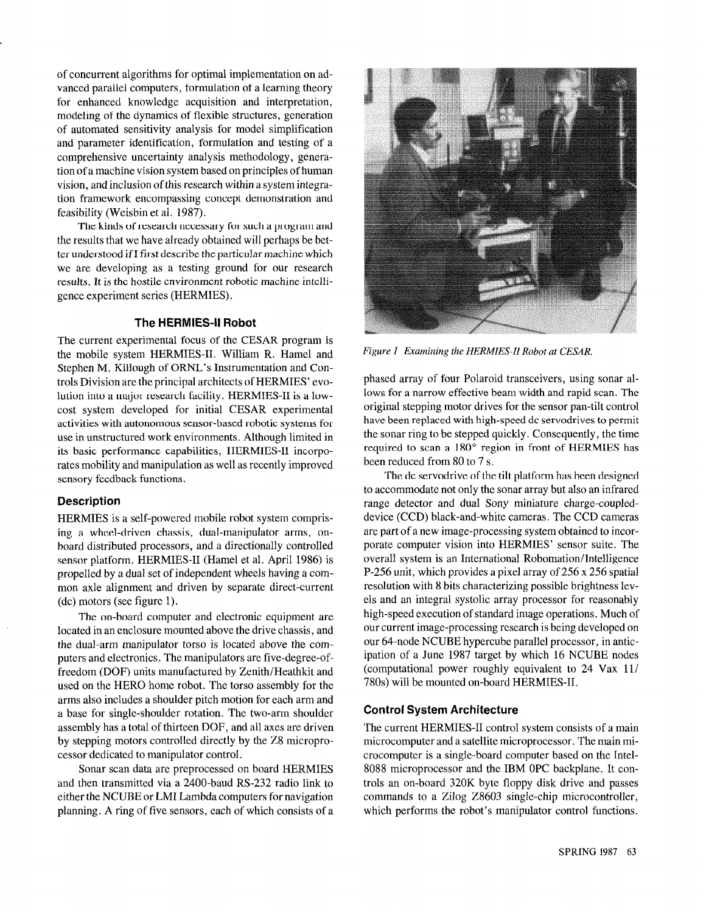of concurrent algorithms for optimal implementation on advanced parallel computers, formulation of a learning theory for enhanced knowledge acquisition and interpretation, modeling of the dynamics of flexible structures, generation of automated sensitivity analysis for model simplification and parameter identification, formulation and testing of a comprehensive uncertainty analysis methodology, generation of a machine vision system based on principles of human vision, and inclusion of this research within a system integration framework encompassing concept demonstration and feasibility (Weisbin et al. 1987).

The kinds of research necessary for such a program and the results that we have already obtained will perhaps be better understood if I first describe the particular machine which we are developing as a testing ground for our research results. It is the hostile environment robotic machine intelligence experiment series (HERMIES).

### The HERMIES-II Robot

The current experimental focus of the CESAR program is the mobile system HERMIES-II. William R. Hamel and Stephen M. Killough of ORNL's Instrumentation and Controls Division are the principal architects of HERMIES' evolution into a major research facility. HERMIES-II is a low-cost system developed for initial CESAR experimental activities with autonomous sensor-based robotic systems for use in unstructured work environments. Although limited in its basic performance capabilities, HERMIES-II incorporates mobility and manipulation as well as recently improved sensory feedback functions.

#### Description

HERMIES is a self-powered mobile robot system comprising a wheel-driven chassis, dual-manipulator arms, on-board distributed processors, and a directionally controlled sensor platform. HERMIES-II (Hamel et al. April 1986) is propelled by a dual set of independent wheels having a common axle alignment and driven by separate direct-current (dc) motors (see figure 1).

The on-board computer and electronic equipment are located in an enclosure mounted above the drive chassis, and the dual-arm manipulator torso is located above the computers and electronics. The manipulators are five-degree-of-freedom (DOF) units manufactured by Zenith/Heathkit and used on the HERO home robot. The torso assembly for the arms also includes a shoulder pitch motion for each arm and a base for single-shoulder rotation. The two-arm shoulder assembly has a total of thirteen DOF, and all axes are driven by stepping motors controlled directly by the Z8 microprocessor dedicated to manipulator control.

Sonar scan data are preprocessed on board HERMIES and then transmitted via a 2400-baud RS-232 radio link to either the NCUBE or LMI Lambda computers for navigation planning. A ring of five sensors, each of which consists of a phased array of four Polaroid transceivers, using sonar allows for a narrow effective beam width and rapid scan. The original stepping motor drives for the sensor pan-tilt control have been replaced with high-speed dc servodrives to permit the sonar ring to be stepped quickly. Consequently, the time required to scan a 180° region in front of HERMIES has been reduced from 80 to 7 s.

*Figure 1 Examining the HERMIES-II Robot at CESAR.*

The dc servodrive of the tilt platform has been designed to accommodate not only the sonar array but also an infrared range detector and dual Sony miniature charge-coupled-device (CCD) black-and-white cameras. The CCD cameras are part of a new image-processing system obtained to incorporate computer vision into HERMIES' sensor suite. The overall system is an International Robomation/Intelligence P-256 unit, which provides a pixel array of 256 x 256 spatial resolution with 8 bits characterizing possible brightness levels and an integral systolic array processor for reasonably high-speed execution of standard image operations. Much of our current image-processing research is being developed on our 64-node NCUBE hypercube parallel processor, in anticipation of a June 1987 target by which 16 NCUBE nodes (computational power roughly equivalent to 24 Vax 11/780s) will be mounted on-board HERMIES-II.

#### Control System Architecture

The current HERMIES-II control system consists of a main microcomputer and a satellite microprocessor. The main microcomputer is a single-board computer based on the Intel-8088 microprocessor and the IBM 0PC backplane. It controls an on-board 320K byte floppy disk drive and passes commands to a Zilog Z8603 single-chip microcontroller, which performs the robot's manipulator control functions.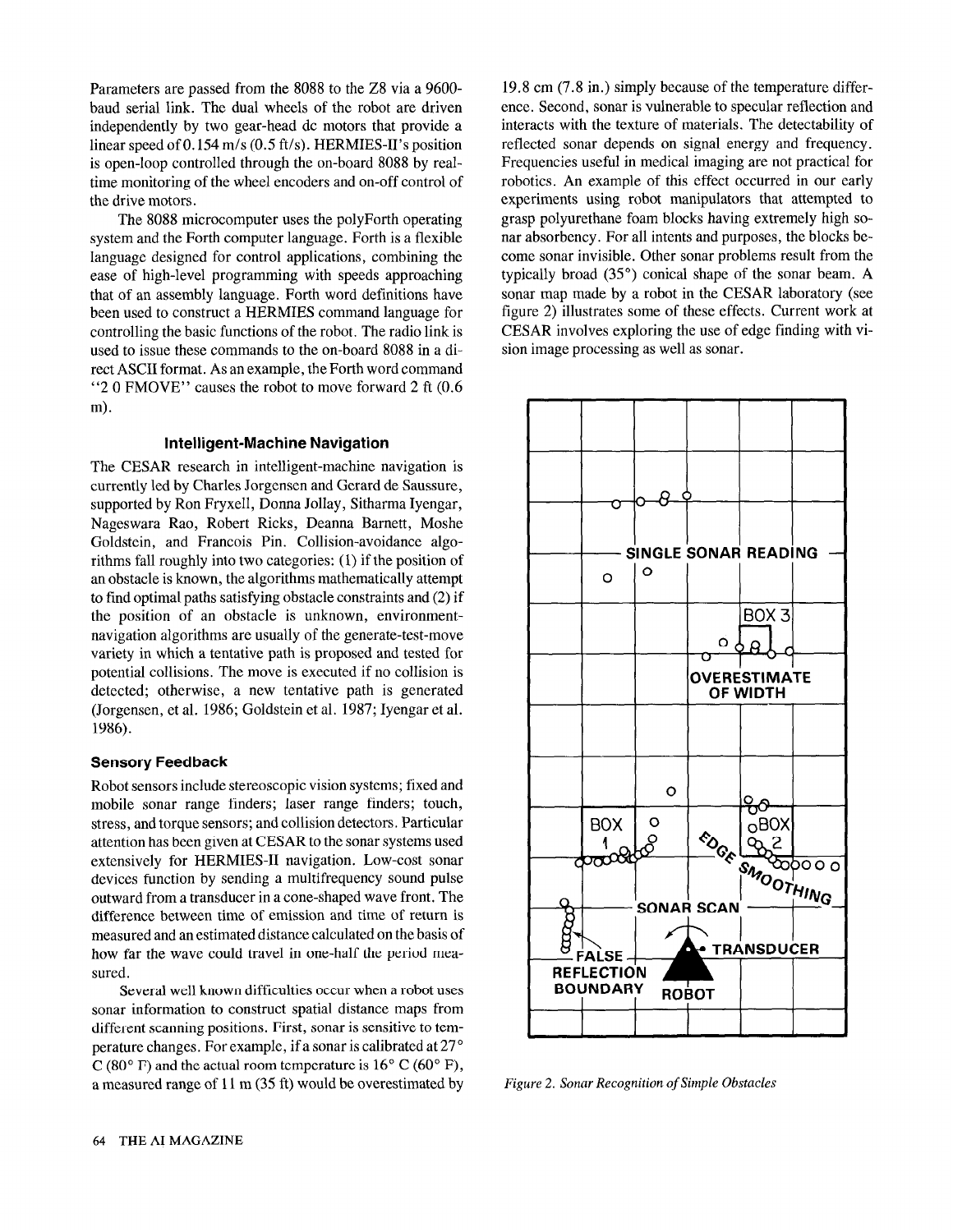Parameters are passed from the 8088 to the Z8 via a 9600-baud serial link. The dual wheels of the robot are driven independently by two gear-head dc motors that provide a linear speed of 0.154 m/s (0.5 ft/s). HERMIES-II's position is open-loop controlled through the on-board 8088 by real-time monitoring of the wheel encoders and on-off control of the drive motors.

The 8088 microcomputer uses the polyForth operating system and the Forth computer language. Forth is a flexible language designed for control applications, combining the ease of high-level programming with speeds approaching that of an assembly language. Forth word definitions have been used to construct a HERMIES command language for controlling the basic functions of the robot. The radio link is used to issue these commands to the on-board 8088 in a direct ASCII format. As an example, the Forth word command "2 0 FMOVE" causes the robot to move forward 2 ft (0.6 m).

### Intelligent-Machine Navigation

The CESAR research in intelligent-machine navigation is currently led by Charles Jorgensen and Gerard de Saussure, supported by Ron Fryxell, Donna Jollay, Sitharma Iyengar, Nageswara Rao, Robert Ricks, Deanna Barnett, Moshe Goldstein, and Francois Pin. Collision-avoidance algorithms fall roughly into two categories: (1) if the position of an obstacle is known, the algorithms mathematically attempt to find optimal paths satisfying obstacle constraints and (2) if the position of an obstacle is unknown, environment-navigation algorithms are usually of the generate-test-move variety in which a tentative path is proposed and tested for potential collisions. The move is executed if no collision is detected; otherwise, a new tentative path is generated (Jorgensen, et al. 1986; Goldstein et al. 1987; Iyengar et al. 1986).

#### Sensory Feedback

Robot sensors include stereoscopic vision systems; fixed and mobile sonar range finders; laser range finders; touch, stress, and torque sensors; and collision detectors. Particular attention has been given at CESAR to the sonar systems used extensively for HERMIES-II navigation. Low-cost sonar devices function by sending a multifrequency sound pulse outward from a transducer in a cone-shaped wave front. The difference between time of emission and time of return is measured and an estimated distance calculated on the basis of how far the wave could travel in one-half the period measured.

Several well known difficulties occur when a robot uses sonar information to construct spatial distance maps from different scanning positions. First, sonar is sensitive to temperature changes. For example, if a sonar is calibrated at 27° C (80° F) and the actual room temperature is 16° C (60° F), a measured range of 11 m (35 ft) would be overestimated by 19.8 cm (7.8 in.) simply because of the temperature difference. Second, sonar is vulnerable to specular reflection and interacts with the texture of materials. The detectability of reflected sonar depends on signal energy and frequency. Frequencies useful in medical imaging are not practical for robotics. An example of this effect occurred in our early experiments using robot manipulators that attempted to grasp polyurethane foam blocks having extremely high sonar absorbency. For all intents and purposes, the blocks become sonar invisible. Other sonar problems result from the typically broad (35°) conical shape of the sonar beam. A sonar map made by a robot in the CESAR laboratory (see figure 2) illustrates some of these effects. Current work at CESAR involves exploring the use of edge finding with vision image processing as well as sonar.

*Figure 2. Sonar Recognition of Simple Obstacles*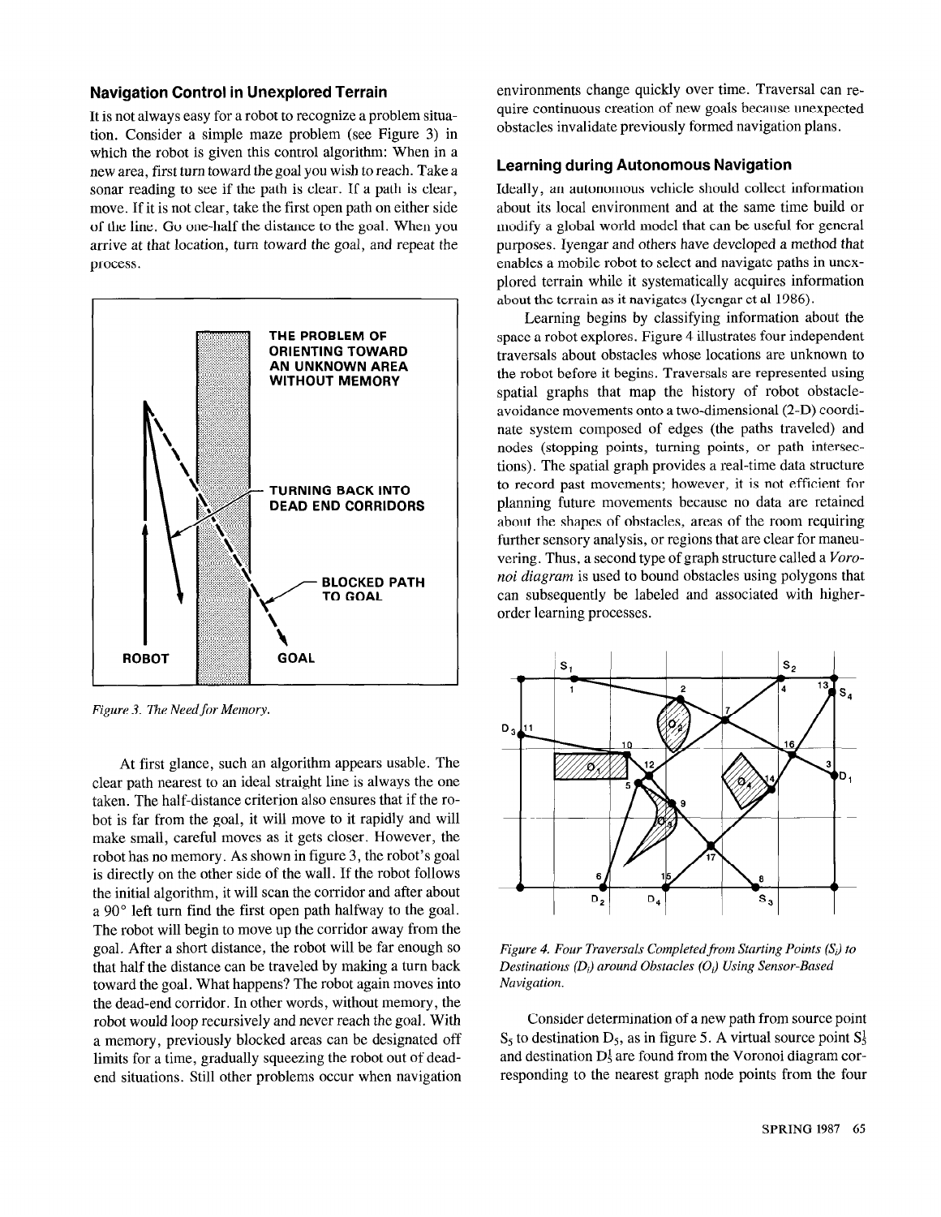## Navigation Control in Unexplored Terrain

It is not always easy for a robot to recognize a problem situation. Consider a simple maze problem (see Figure 3) in which the robot is given this control algorithm: When in a new area, first turn toward the goal you wish to reach. Take a sonar reading to see if the path is clear. If a path is clear, move. If it is not clear, take the first open path on either side of the line. Go one-half the distance to the goal. When you arrive at that location, turn toward the goal, and repeat the process.

*Figure 3. The Need for Memory.*

At first glance, such an algorithm appears usable. The clear path nearest to an ideal straight line is always the one taken. The half-distance criterion also ensures that if the robot is far from the goal, it will move to it rapidly and will make small, careful moves as it gets closer. However, the robot has no memory. As shown in figure 3, the robot's goal is directly on the other side of the wall. If the robot follows the initial algorithm, it will scan the corridor and after about a 90° left turn find the first open path halfway to the goal. The robot will begin to move up the corridor away from the goal. After a short distance, the robot will be far enough so that half the distance can be traveled by making a turn back toward the goal. What happens? The robot again moves into the dead-end corridor. In other words, without memory, the robot would loop recursively and never reach the goal. With a memory, previously blocked areas can be designated off limits for a time, gradually squeezing the robot out of dead-end situations. Still other problems occur when navigation environments change quickly over time. Traversal can require continuous creation of new goals because unexpected obstacles invalidate previously formed navigation plans.

## Learning during Autonomous Navigation

Ideally, an autonomous vehicle should collect information about its local environment and at the same time build or modify a global world model that can be useful for general purposes. Iyengar and others have developed a method that enables a mobile robot to select and navigate paths in unexplored terrain while it systematically acquires information about the terrain as it navigates (Iyengar et al 1986).

Learning begins by classifying information about the space a robot explores. Figure 4 illustrates four independent traversals about obstacles whose locations are unknown to the robot before it begins. Traversals are represented using spatial graphs that map the history of robot obstacle-avoidance movements onto a two-dimensional (2-D) coordinate system composed of edges (the paths traveled) and nodes (stopping points, turning points, or path intersections). The spatial graph provides a real-time data structure to record past movements; however, it is not efficient for planning future movements because no data are retained about the shapes of obstacles, areas of the room requiring further sensory analysis, or regions that are clear for maneuvering. Thus, a second type of graph structure called a *Voronoi diagram* is used to bound obstacles using polygons that can subsequently be labeled and associated with higher-order learning processes.

*Figure 4. Four Traversals Completed from Starting Points ($S_i$) to Destinations ($D_i$) around Obstacles ($O_i$) Using Sensor-Based Navigation.*

Consider determination of a new path from source point $S_5$ to destination $D_5$, as in figure 5. A virtual source point $S_5^1$ and destination $D_5^1$ are found from the Voronoi diagram corresponding to the nearest graph node points from the four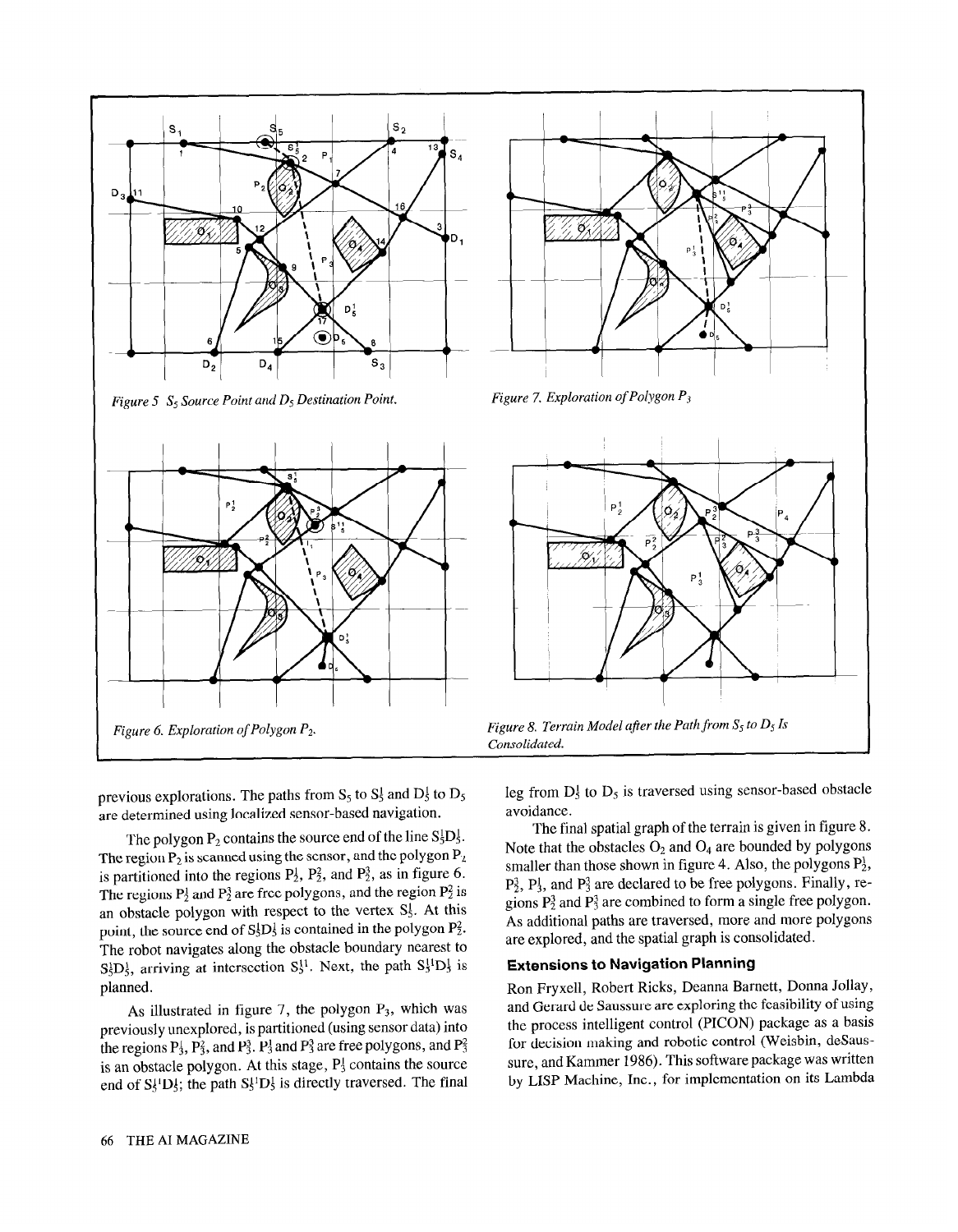Figure 5 $S_5$ Source Point and $D_5$ Destination Point.

Figure 7. Exploration of Polygon $P_3$

Figure 6. Exploration of Polygon $P_2$.

Figure 8. Terrain Model after the Path from $S_5$ to $D_5$ Is Consolidated.

previous explorations. The paths from $S_5$ to $S_5^1$ and $D_5^1$ to $D_5$ are determined using localized sensor-based navigation.

The polygon $P_2$ contains the source end of the line $S_5^1D_5^1$. The region $P_2$ is scanned using the sensor, and the polygon $P_2$ is partitioned into the regions $P_2^1$, $P_2^2$, and $P_2^3$, as in figure 6. The regions $P_2^1$ and $P_2^3$ are free polygons, and the region $P_2^2$ is an obstacle polygon with respect to the vertex $S_5^1$. At this point, the source end of $S_5^1D_5^1$ is contained in the polygon $P_2^2$. The robot navigates along the obstacle boundary nearest to $S_5^1D_5^1$, arriving at intersection $S_5^{11}$. Next, the path $S_5^{11}D_5^1$ is planned.

As illustrated in figure 7, the polygon $P_3$, which was previously unexplored, is partitioned (using sensor data) into the regions $P_3^1$, $P_3^2$, and $P_3^3$. $P_3^1$ and $P_3^3$ are free polygons, and $P_3^2$ is an obstacle polygon. At this stage, $P_3^1$ contains the source end of $S_5^{11}D_5^1$; the path $S_5^{11}D_5^1$ is directly traversed. The final leg from $D_5^1$ to $D_5$ is traversed using sensor-based obstacle avoidance.

The final spatial graph of the terrain is given in figure 8. Note that the obstacles $O_2$ and $O_4$ are bounded by polygons smaller than those shown in figure 4. Also, the polygons $P_2^1$, $P_2^3$, $P_3^1$, and $P_3^3$ are declared to be free polygons. Finally, regions $P_2^3$ and $P_3^3$ are combined to form a single free polygon. As additional paths are traversed, more and more polygons are explored, and the spatial graph is consolidated.

## Extensions to Navigation Planning

Ron Fryxell, Robert Ricks, Deanna Barnett, Donna Jollay, and Gerard de Saussure are exploring the feasibility of using the process intelligent control (PICON) package as a basis for decision making and robotic control (Weisbin, deSaussure, and Kammer 1986). This software package was written by LISP Machine, Inc., for implementation on its Lambda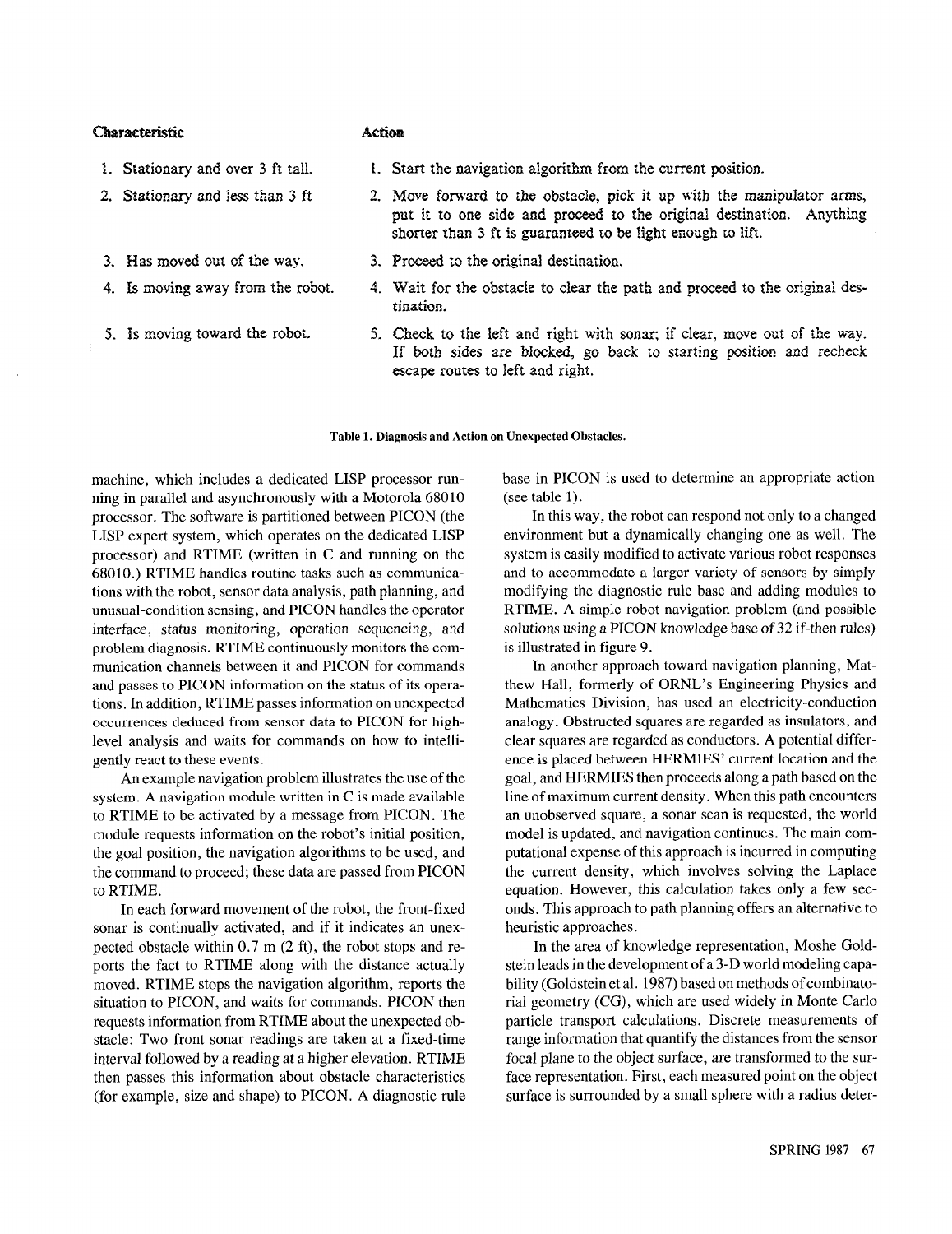| Characteristic | Action |
|---|---|
| 1. Stationary and over 3 ft tall. | 1. Start the navigation algorithm from the current position. |
| 2. Stationary and less than 3 ft | 2. Move forward to the obstacle, pick it up with the manipulator arms, put it to one side and proceed to the original destination. Anything shorter than 3 ft is guaranteed to be light enough to lift. |
| 3. Has moved out of the way. | 3. Proceed to the original destination. |
| 4. Is moving away from the robot. | 4. Wait for the obstacle to clear the path and proceed to the original destination. |
| 5. Is moving toward the robot. | 5. Check to the left and right with sonar; if clear, move out of the way. If both sides are blocked, go back to starting position and recheck escape routes to left and right. |

**Table 1. Diagnosis and Action on Unexpected Obstacles.**

machine, which includes a dedicated LISP processor running in parallel and asynchronously with a Motorola 68010 processor. The software is partitioned between PICON (the LISP expert system, which operates on the dedicated LISP processor) and RTIME (written in C and running on the 68010.) RTIME handles routine tasks such as communications with the robot, sensor data analysis, path planning, and unusual-condition sensing, and PICON handles the operator interface, status monitoring, operation sequencing, and problem diagnosis. RTIME continuously monitors the communication channels between it and PICON for commands and passes to PICON information on the status of its operations. In addition, RTIME passes information on unexpected occurrences deduced from sensor data to PICON for high-level analysis and waits for commands on how to intelligently react to these events.

An example navigation problem illustrates the use of the system. A navigation module written in C is made available to RTIME to be activated by a message from PICON. The module requests information on the robot's initial position, the goal position, the navigation algorithms to be used, and the command to proceed; these data are passed from PICON to RTIME.

In each forward movement of the robot, the front-fixed sonar is continually activated, and if it indicates an unexpected obstacle within 0.7 m (2 ft), the robot stops and reports the fact to RTIME along with the distance actually moved. RTIME stops the navigation algorithm, reports the situation to PICON, and waits for commands. PICON then requests information from RTIME about the unexpected obstacle: Two front sonar readings are taken at a fixed-time interval followed by a reading at a higher elevation. RTIME then passes this information about obstacle characteristics (for example, size and shape) to PICON. A diagnostic rule base in PICON is used to determine an appropriate action (see table 1).

In this way, the robot can respond not only to a changed environment but a dynamically changing one as well. The system is easily modified to activate various robot responses and to accommodate a larger variety of sensors by simply modifying the diagnostic rule base and adding modules to RTIME. A simple robot navigation problem (and possible solutions using a PICON knowledge base of 32 if-then rules) is illustrated in figure 9.

In another approach toward navigation planning, Matthew Hall, formerly of ORNL's Engineering Physics and Mathematics Division, has used an electricity-conduction analogy. Obstructed squares are regarded as insulators, and clear squares are regarded as conductors. A potential difference is placed between HERMIES' current location and the goal, and HERMIES then proceeds along a path based on the line of maximum current density. When this path encounters an unobserved square, a sonar scan is requested, the world model is updated, and navigation continues. The main computational expense of this approach is incurred in computing the current density, which involves solving the Laplace equation. However, this calculation takes only a few seconds. This approach to path planning offers an alternative to heuristic approaches.

In the area of knowledge representation, Moshe Goldstein leads in the development of a 3-D world modeling capability (Goldstein et al. 1987) based on methods of combinatorial geometry (CG), which are used widely in Monte Carlo particle transport calculations. Discrete measurements of range information that quantify the distances from the sensor focal plane to the object surface, are transformed to the surface representation. First, each measured point on the object surface is surrounded by a small sphere with a radius deter-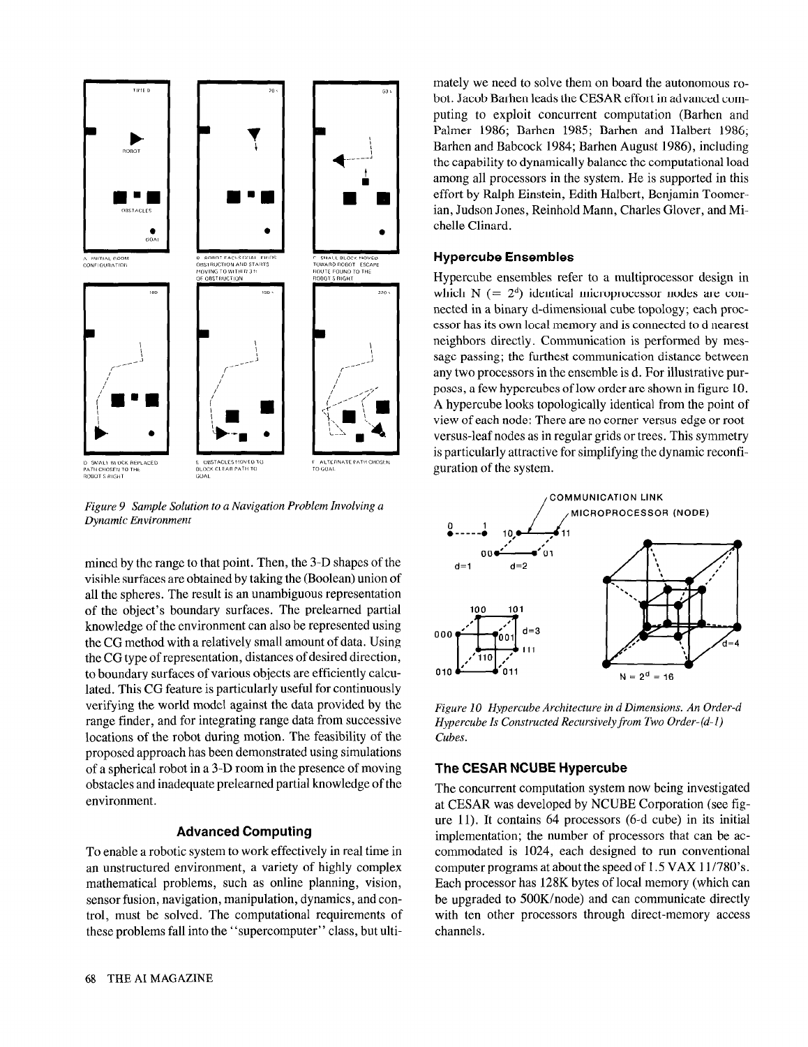*Figure 9 Sample Solution to a Navigation Problem Involving a Dynamic Environment*

mined by the range to that point. Then, the 3-D shapes of the visible surfaces are obtained by taking the (Boolean) union of all the spheres. The result is an unambiguous representation of the object's boundary surfaces. The prelearned partial knowledge of the environment can also be represented using the CG method with a relatively small amount of data. Using the CG type of representation, distances of desired direction, to boundary surfaces of various objects are efficiently calculated. This CG feature is particularly useful for continuously verifying the world model against the data provided by the range finder, and for integrating range data from successive locations of the robot during motion. The feasibility of the proposed approach has been demonstrated using simulations of a spherical robot in a 3-D room in the presence of moving obstacles and inadequate prelearned partial knowledge of the environment.

## Advanced Computing

To enable a robotic system to work effectively in real time in an unstructured environment, a variety of highly complex mathematical problems, such as online planning, vision, sensor fusion, navigation, manipulation, dynamics, and control, must be solved. The computational requirements of these problems fall into the "supercomputer" class, but ultimately we need to solve them on board the autonomous robot. Jacob Barhen leads the CESAR effort in advanced computing to exploit concurrent computation (Barhen and Palmer 1986; Barhen 1985; Barhen and Halbert 1986; Barhen and Babcock 1984; Barhen August 1986), including the capability to dynamically balance the computational load among all processors in the system. He is supported in this effort by Ralph Einstein, Edith Halbert, Benjamin Toomerian, Judson Jones, Reinhold Mann, Charles Glover, and Michelle Clinard.

### Hypercube Ensembles

Hypercube ensembles refer to a multiprocessor design in which N ($= 2^d$) identical microprocessor nodes are connected in a binary d-dimensional cube topology; each processor has its own local memory and is connected to d nearest neighbors directly. Communication is performed by message passing; the furthest communication distance between any two processors in the ensemble is d. For illustrative purposes, a few hypercubes of low order are shown in figure 10. A hypercube looks topologically identical from the point of view of each node: There are no corner versus edge or root versus-leaf nodes as in regular grids or trees. This symmetry is particularly attractive for simplifying the dynamic reconfiguration of the system.

*Figure 10 Hypercube Architecture in d Dimensions. An Order-d Hypercube Is Constructed Recursively from Two Order-(d-1) Cubes.*

### The CESAR NCUBE Hypercube

The concurrent computation system now being investigated at CESAR was developed by NCUBE Corporation (see figure 11). It contains 64 processors (6-d cube) in its initial implementation; the number of processors that can be accommodated is 1024, each designed to run conventional computer programs at about the speed of 1.5 VAX 11/780's. Each processor has 128K bytes of local memory (which can be upgraded to 500K/node) and can communicate directly with ten other processors through direct-memory access channels.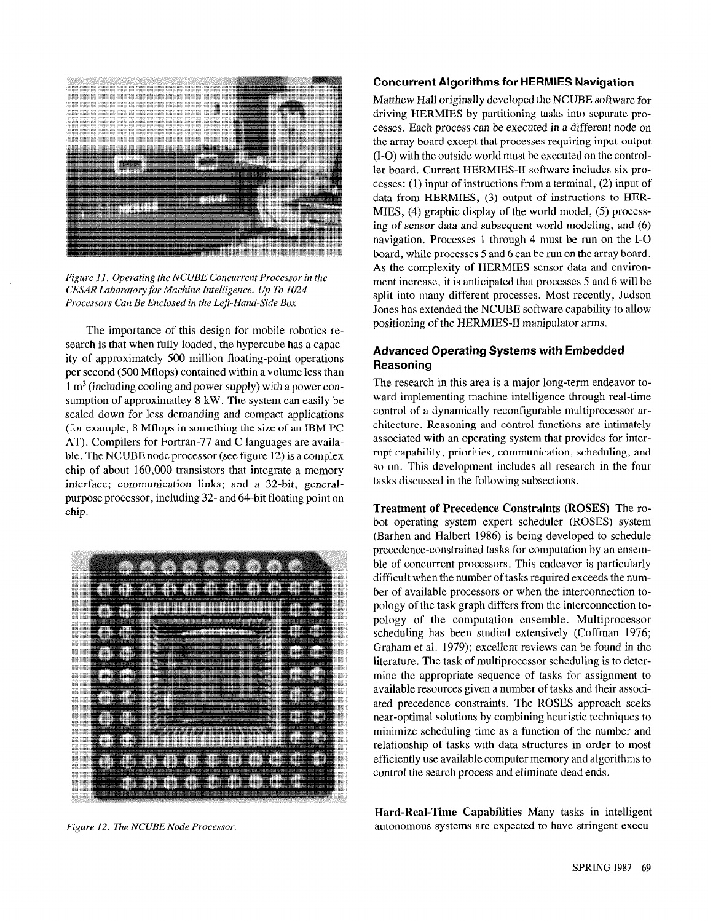*Figure 11. Operating the NCUBE Concurrent Processor in the CESAR Laboratory for Machine Intelligence. Up To 1024 Processors Can Be Enclosed in the Left-Hand-Side Box*

The importance of this design for mobile robotics research is that when fully loaded, the hypercube has a capacity of approximately 500 million floating-point operations per second (500 Mflops) contained within a volume less than 1 $m^3$ (including cooling and power supply) with a power consumption of approximatley 8 kW. The system can easily be scaled down for less demanding and compact applications (for example, 8 Mflops in something the size of an IBM PC AT). Compilers for Fortran-77 and C languages are available. The NCUBE node processor (see figure 12) is a complex chip of about 160,000 transistors that integrate a memory interface; communication links; and a 32-bit, general-purpose processor, including 32- and 64-bit floating point on chip.

*Figure 12. The NCUBE Node Processor.*

### Concurrent Algorithms for HERMIES Navigation

Matthew Hall originally developed the NCUBE software for driving HERMIES by partitioning tasks into separate processes. Each process can be executed in a different node on the array board except that processes requiring input output (I-O) with the outside world must be executed on the controller board. Current HERMIES-II software includes six processes: (1) input of instructions from a terminal, (2) input of data from HERMIES, (3) output of instructions to HERMIES, (4) graphic display of the world model, (5) processing of sensor data and subsequent world modeling, and (6) navigation. Processes 1 through 4 must be run on the I-O board, while processes 5 and 6 can be run on the array board. As the complexity of HERMIES sensor data and environment increase, it is anticipated that processes 5 and 6 will be split into many different processes. Most recently, Judson Jones has extended the NCUBE software capability to allow positioning of the HERMIES-II manipulator arms.

### Advanced Operating Systems with Embedded Reasoning

The research in this area is a major long-term endeavor toward implementing machine intelligence through real-time control of a dynamically reconfigurable multiprocessor architecture. Reasoning and control functions are intimately associated with an operating system that provides for interrupt capability, priorities, communication, scheduling, and so on. This development includes all research in the four tasks discussed in the following subsections.

**Treatment of Precedence Constraints (ROSES)** The robot operating system expert scheduler (ROSES) system (Barhen and Halbert 1986) is being developed to schedule precedence-constrained tasks for computation by an ensemble of concurrent processors. This endeavor is particularly difficult when the number of tasks required exceeds the number of available processors or when the interconnection topology of the task graph differs from the interconnection topology of the computation ensemble. Multiprocessor scheduling has been studied extensively (Coffman 1976; Graham et al. 1979); excellent reviews can be found in the literature. The task of multiprocessor scheduling is to determine the appropriate sequence of tasks for assignment to available resources given a number of tasks and their associated precedence constraints. The ROSES approach seeks near-optimal solutions by combining heuristic techniques to minimize scheduling time as a function of the number and relationship of tasks with data structures in order to most efficiently use available computer memory and algorithms to control the search process and eliminate dead ends.

**Hard-Real-Time Capabilities** Many tasks in intelligent autonomous systems are expected to have stringent execu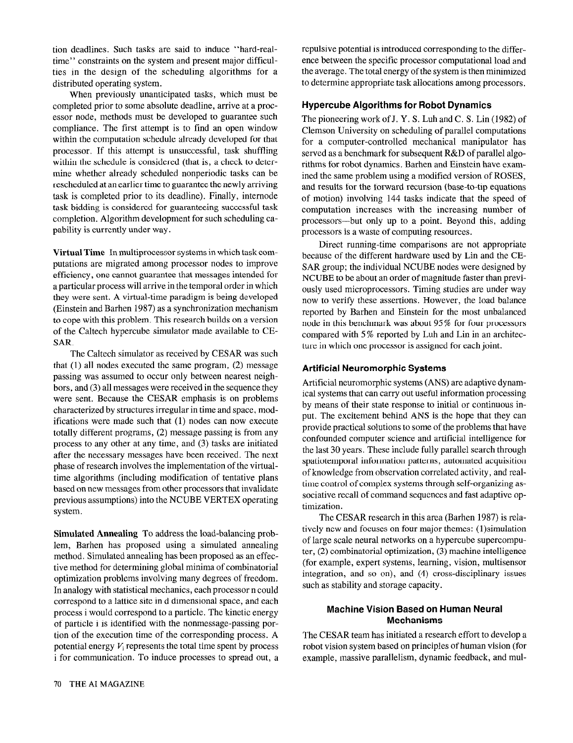tion deadlines. Such tasks are said to induce "hard-real-time" constraints on the system and present major difficulties in the design of the scheduling algorithms for a distributed operating system.

When previously unanticipated tasks, which must be completed prior to some absolute deadline, arrive at a processor node, methods must be developed to guarantee such compliance. The first attempt is to find an open window within the computation schedule already developed for that processor. If this attempt is unsuccessful, task shuffling within the schedule is considered (that is, a check to determine whether already scheduled nonperiodic tasks can be rescheduled at an earlier time to guarantee the newly arriving task is completed prior to its deadline). Finally, internode task bidding is considered for guaranteeing successful task completion. Algorithm development for such scheduling capability is currently under way.

**Virtual Time** In multiprocessor systems in which task computations are migrated among processor nodes to improve efficiency, one cannot guarantee that messages intended for a particular process will arrive in the temporal order in which they were sent. A virtual-time paradigm is being developed (Einstein and Barhen 1987) as a synchronization mechanism to cope with this problem. This research builds on a version of the Caltech hypercube simulator made available to CESAR.

The Caltech simulator as received by CESAR was such that (1) all nodes executed the same program, (2) message passing was assumed to occur only between nearest neighbors, and (3) all messages were received in the sequence they were sent. Because the CESAR emphasis is on problems characterized by structures irregular in time and space, modifications were made such that (1) nodes can now execute totally different programs, (2) message passing is from any process to any other at any time, and (3) tasks are initiated after the necessary messages have been received. The next phase of research involves the implementation of the virtual-time algorithms (including modification of tentative plans based on new messages from other processors that invalidate previous assumptions) into the NCUBE VERTEX operating system.

**Simulated Annealing** To address the load-balancing problem, Barhen has proposed using a simulated annealing method. Simulated annealing has been proposed as an effective method for determining global minima of combinatorial optimization problems involving many degrees of freedom. In analogy with statistical mechanics, each processor n could correspond to a lattice site in d dimensional space, and each process i would correspond to a particle. The kinetic energy of particle i is identified with the nonmessage-passing portion of the execution time of the corresponding process. A potential energy $V_i$ represents the total time spent by process i for communication. To induce processes to spread out, a repulsive potential is introduced corresponding to the difference between the specific processor computational load and the average. The total energy of the system is then minimized to determine appropriate task allocations among processors.

### Hypercube Algorithms for Robot Dynamics

The pioneering work of J. Y. S. Luh and C. S. Lin (1982) of Clemson University on scheduling of parallel computations for a computer-controlled mechanical manipulator has served as a benchmark for subsequent R&D of parallel algorithms for robot dynamics. Barhen and Einstein have examined the same problem using a modified version of ROSES, and results for the forward recursion (base-to-tip equations of motion) involving 144 tasks indicate that the speed of computation increases with the increasing number of processors—but only up to a point. Beyond this, adding processors is a waste of computing resources.

Direct running-time comparisons are not appropriate because of the different hardware used by Lin and the CESAR group; the individual NCUBE nodes were designed by NCUBE to be about an order of magnitude faster than previously used microprocessors. Timing studies are under way now to verify these assertions. However, the load balance reported by Barhen and Einstein for the most unbalanced node in this benchmark was about 95% for four processors compared with 5% reported by Luh and Lin in an architecture in which one processor is assigned for each joint.

### Artificial Neuromorphic Systems

Artificial neuromorphic systems (ANS) are adaptive dynamical systems that can carry out useful information processing by means of their state response to initial or continuous input. The excitement behind ANS is the hope that they can provide practical solutions to some of the problems that have confounded computer science and artificial intelligence for the last 30 years. These include fully parallel search through spatiotemporal information patterns, automated acquisition of knowledge from observation correlated activity, and real-time control of complex systems through self-organizing associative recall of command sequences and fast adaptive optimization.

The CESAR research in this area (Barhen 1987) is relatively new and focuses on four major themes: (1)simulation of large scale neural networks on a hypercube supercomputer, (2) combinatorial optimization, (3) machine intelligence (for example, expert systems, learning, vision, multisensor integration, and so on), and (4) cross-disciplinary issues such as stability and storage capacity.

## Machine Vision Based on Human Neural Mechanisms

The CESAR team has initiated a research effort to develop a robot vision system based on principles of human vision (for example, massive parallelism, dynamic feedback, and mul-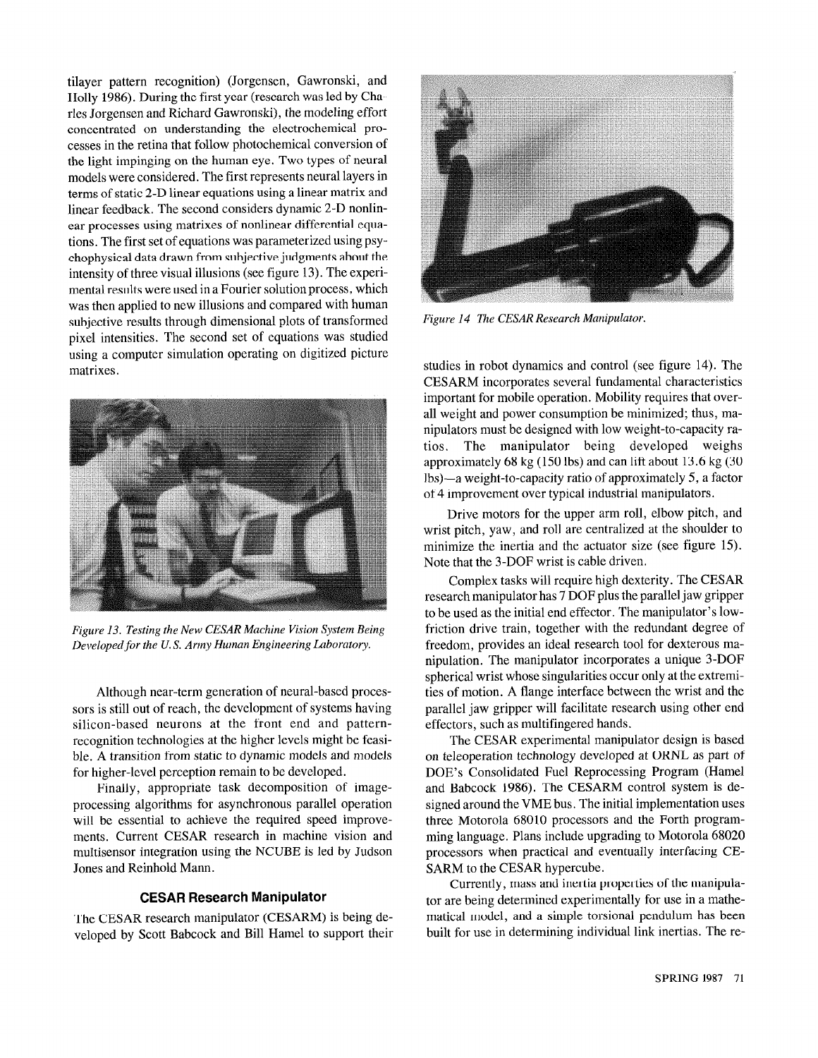tilayer pattern recognition) (Jorgensen, Gawronski, and Holly 1986). During the first year (research was led by Charles Jorgensen and Richard Gawronski), the modeling effort concentrated on understanding the electrochemical processes in the retina that follow photochemical conversion of the light impinging on the human eye. Two types of neural models were considered. The first represents neural layers in terms of static 2-D linear equations using a linear matrix and linear feedback. The second considers dynamic 2-D nonlinear processes using matrixes of nonlinear differential equations. The first set of equations was parameterized using psychophysical data drawn from subjective judgments about the intensity of three visual illusions (see figure 13). The experimental results were used in a Fourier solution process, which was then applied to new illusions and compared with human subjective results through dimensional plots of transformed pixel intensities. The second set of equations was studied using a computer simulation operating on digitized picture matrixes.

*Figure 13. Testing the New CESAR Machine Vision System Being Developed for the U.S. Army Human Engineering Laboratory.*

Although near-term generation of neural-based processors is still out of reach, the development of systems having silicon-based neurons at the front end and pattern-recognition technologies at the higher levels might be feasible. A transition from static to dynamic models and models for higher-level perception remain to be developed.

Finally, appropriate task decomposition of image-processing algorithms for asynchronous parallel operation will be essential to achieve the required speed improvements. Current CESAR research in machine vision and multisensor integration using the NCUBE is led by Judson Jones and Reinhold Mann.

### CESAR Research Manipulator

The CESAR research manipulator (CESARM) is being developed by Scott Babcock and Bill Hamel to support their studies in robot dynamics and control (see figure 14). The CESARM incorporates several fundamental characteristics important for mobile operation. Mobility requires that overall weight and power consumption be minimized; thus, manipulators must be designed with low weight-to-capacity ratios. The manipulator being developed weighs approximately 68 kg (150 lbs) and can lift about 13.6 kg (30 lbs)—a weight-to-capacity ratio of approximately 5, a factor of 4 improvement over typical industrial manipulators.

*Figure 14 The CESAR Research Manipulator.*

Drive motors for the upper arm roll, elbow pitch, and wrist pitch, yaw, and roll are centralized at the shoulder to minimize the inertia and the actuator size (see figure 15). Note that the 3-DOF wrist is cable driven.

Complex tasks will require high dexterity. The CESAR research manipulator has 7 DOF plus the parallel jaw gripper to be used as the initial end effector. The manipulator's low-friction drive train, together with the redundant degree of freedom, provides an ideal research tool for dexterous manipulation. The manipulator incorporates a unique 3-DOF spherical wrist whose singularities occur only at the extremities of motion. A flange interface between the wrist and the parallel jaw gripper will facilitate research using other end effectors, such as multifingered hands.

The CESAR experimental manipulator design is based on teleoperation technology developed at ORNL as part of DOE's Consolidated Fuel Reprocessing Program (Hamel and Babcock 1986). The CESARM control system is designed around the VME bus. The initial implementation uses three Motorola 68010 processors and the Forth programming language. Plans include upgrading to Motorola 68020 processors when practical and eventually interfacing CESARM to the CESAR hypercube.

Currently, mass and inertia properties of the manipulator are being determined experimentally for use in a mathematical model, and a simple torsional pendulum has been built for use in determining individual link inertias. The re-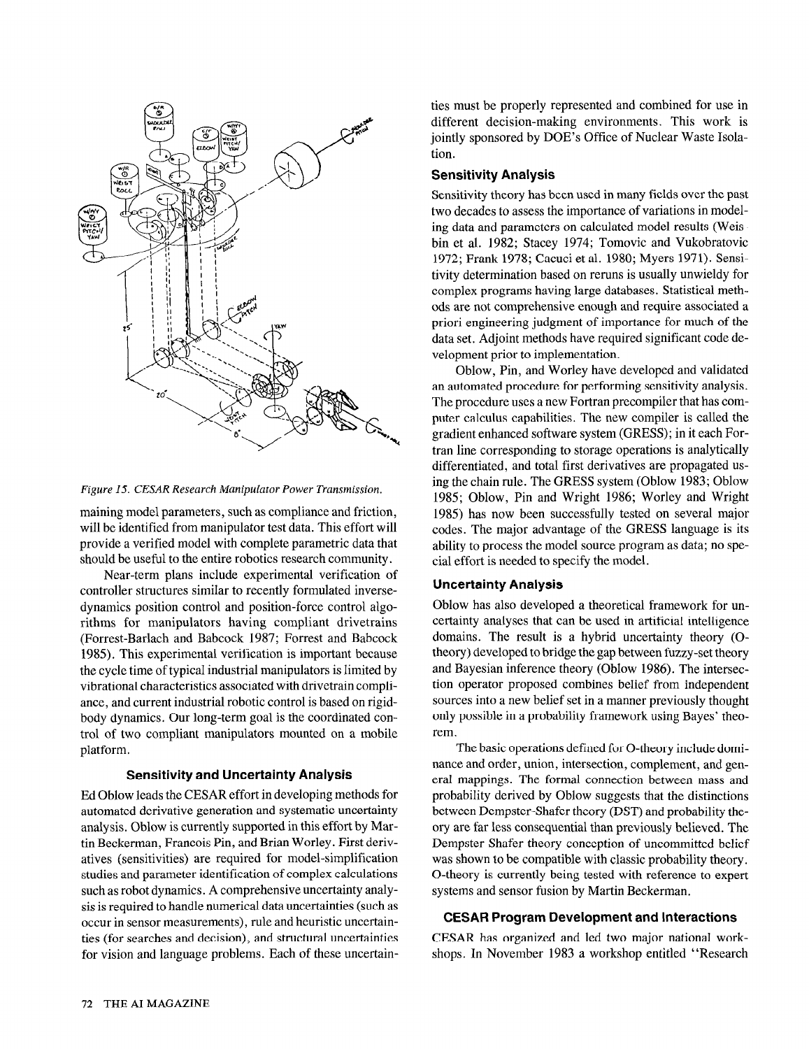*Figure 15. CESAR Research Manipulator Power Transmission.*

maining model parameters, such as compliance and friction, will be identified from manipulator test data. This effort will provide a verified model with complete parametric data that should be useful to the entire robotics research community.

Near-term plans include experimental verification of controller structures similar to recently formulated inverse-dynamics position control and position-force control algorithms for manipulators having compliant drivetrains (Forrest-Barlach and Babcock 1987; Forrest and Babcock 1985). This experimental verification is important because the cycle time of typical industrial manipulators is limited by vibrational characteristics associated with drivetrain compliance, and current industrial robotic control is based on rigid-body dynamics. Our long-term goal is the coordinated control of two compliant manipulators mounted on a mobile platform.

### Sensitivity and Uncertainty Analysis

Ed Oblow leads the CESAR effort in developing methods for automated derivative generation and systematic uncertainty analysis. Oblow is currently supported in this effort by Martin Beckerman, Francois Pin, and Brian Worley. First derivatives (sensitivities) are required for model-simplification studies and parameter identification of complex calculations such as robot dynamics. A comprehensive uncertainty analysis is required to handle numerical data uncertainties (such as occur in sensor measurements), rule and heuristic uncertainties (for searches and decision), and structural uncertainties for vision and language problems. Each of these uncertainties must be properly represented and combined for use in different decision-making environments. This work is jointly sponsored by DOE's Office of Nuclear Waste Isolation.

#### Sensitivity Analysis

Sensitivity theory has been used in many fields over the past two decades to assess the importance of variations in modeling data and parameters on calculated model results (Weisbin et al. 1982; Stacey 1974; Tomovic and Vukobratovic 1972; Frank 1978; Cacuci et al. 1980; Myers 1971). Sensitivity determination based on reruns is usually unwieldy for complex programs having large databases. Statistical methods are not comprehensive enough and require associated a priori engineering judgment of importance for much of the data set. Adjoint methods have required significant code development prior to implementation.

Oblow, Pin, and Worley have developed and validated an automated procedure for performing sensitivity analysis. The procedure uses a new Fortran precompiler that has computer calculus capabilities. The new compiler is called the gradient enhanced software system (GRESS); in it each Fortran line corresponding to storage operations is analytically differentiated, and total first derivatives are propagated using the chain rule. The GRESS system (Oblow 1983; Oblow 1985; Oblow, Pin and Wright 1986; Worley and Wright 1985) has now been successfully tested on several major codes. The major advantage of the GRESS language is its ability to process the model source program as data; no special effort is needed to specify the model.

#### Uncertainty Analysis

Oblow has also developed a theoretical framework for uncertainty analyses that can be used in artificial intelligence domains. The result is a hybrid uncertainty theory (O-theory) developed to bridge the gap between fuzzy-set theory and Bayesian inference theory (Oblow 1986). The intersection operator proposed combines belief from independent sources into a new belief set in a manner previously thought only possible in a probability framework using Bayes' theorem.

The basic operations defined for O-theory include dominance and order, union, intersection, complement, and general mappings. The formal connection between mass and probability derived by Oblow suggests that the distinctions between Dempster-Shafer theory (DST) and probability theory are far less consequential than previously believed. The Dempster Shafer theory conception of uncommitted belief was shown to be compatible with classic probability theory. O-theory is currently being tested with reference to expert systems and sensor fusion by Martin Beckerman.

### CESAR Program Development and Interactions

CESAR has organized and led two major national workshops. In November 1983 a workshop entitled "Research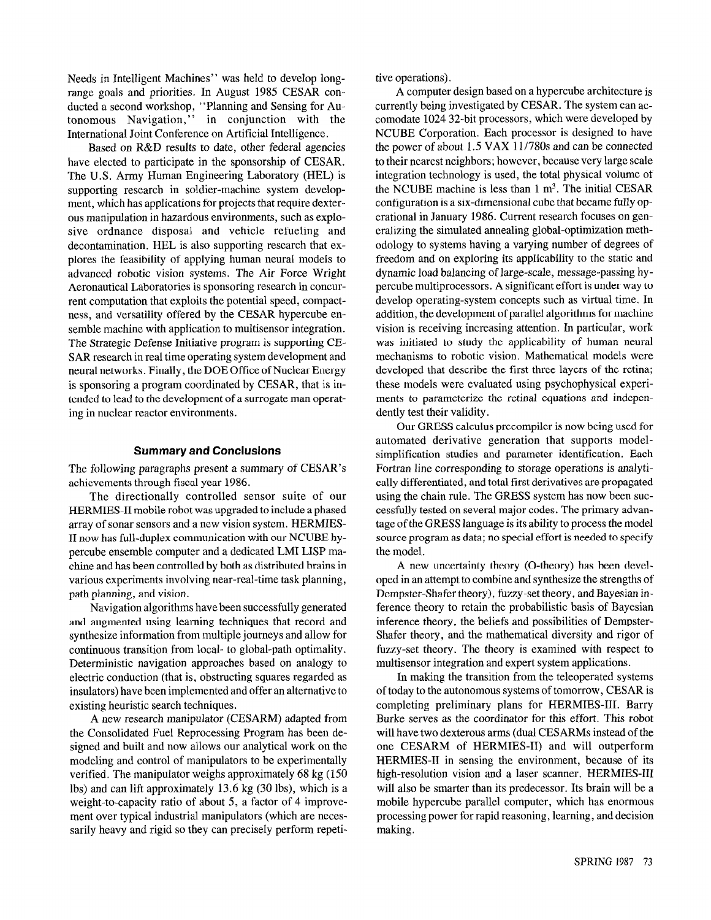Needs in Intelligent Machines" was held to develop long-range goals and priorities. In August 1985 CESAR conducted a second workshop, "Planning and Sensing for Autonomous Navigation," in conjunction with the International Joint Conference on Artificial Intelligence.

Based on R&D results to date, other federal agencies have elected to participate in the sponsorship of CESAR. The U.S. Army Human Engineering Laboratory (HEL) is supporting research in soldier-machine system development, which has applications for projects that require dexterous manipulation in hazardous environments, such as explosive ordnance disposal and vehicle refueling and decontamination. HEL is also supporting research that explores the feasibility of applying human neural models to advanced robotic vision systems. The Air Force Wright Aeronautical Laboratories is sponsoring research in concurrent computation that exploits the potential speed, compactness, and versatility offered by the CESAR hypercube ensemble machine with application to multisensor integration. The Strategic Defense Initiative program is supporting CESAR research in real time operating system development and neural networks. Finally, the DOE Office of Nuclear Energy is sponsoring a program coordinated by CESAR, that is intended to lead to the development of a surrogate man operating in nuclear reactor environments.

### Summary and Conclusions

The following paragraphs present a summary of CESAR's achievements through fiscal year 1986.

The directionally controlled sensor suite of our HERMIES-II mobile robot was upgraded to include a phased array of sonar sensors and a new vision system. HERMIES-II now has full-duplex communication with our NCUBE hypercube ensemble computer and a dedicated LMI LISP machine and has been controlled by both as distributed brains in various experiments involving near-real-time task planning, path planning, and vision.

Navigation algorithms have been successfully generated and augmented using learning techniques that record and synthesize information from multiple journeys and allow for continuous transition from local- to global-path optimality. Deterministic navigation approaches based on analogy to electric conduction (that is, obstructing squares regarded as insulators) have been implemented and offer an alternative to existing heuristic search techniques.

A new research manipulator (CESARM) adapted from the Consolidated Fuel Reprocessing Program has been designed and built and now allows our analytical work on the modeling and control of manipulators to be experimentally verified. The manipulator weighs approximately 68 kg (150 lbs) and can lift approximately 13.6 kg (30 lbs), which is a weight-to-capacity ratio of about 5, a factor of 4 improvement over typical industrial manipulators (which are necessarily heavy and rigid so they can precisely perform repetitive operations).

A computer design based on a hypercube architecture is currently being investigated by CESAR. The system can accomodate 1024 32-bit processors, which were developed by NCUBE Corporation. Each processor is designed to have the power of about 1.5 VAX 11/780s and can be connected to their nearest neighbors; however, because very large scale integration technology is used, the total physical volume of the NCUBE machine is less than 1 $m^3$. The initial CESAR configuration is a six-dimensional cube that became fully operational in January 1986. Current research focuses on generalizing the simulated annealing global-optimization methodology to systems having a varying number of degrees of freedom and on exploring its applicability to the static and dynamic load balancing of large-scale, message-passing hypercube multiprocessors. A significant effort is under way to develop operating-system concepts such as virtual time. In addition, the development of parallel algorithms for machine vision is receiving increasing attention. In particular, work was initiated to study the applicability of human neural mechanisms to robotic vision. Mathematical models were developed that describe the first three layers of the retina; these models were evaluated using psychophysical experiments to parameterize the retinal equations and independently test their validity.

Our GRESS calculus precompiler is now being used for automated derivative generation that supports model-simplification studies and parameter identification. Each Fortran line corresponding to storage operations is analytically differentiated, and total first derivatives are propagated using the chain rule. The GRESS system has now been successfully tested on several major codes. The primary advantage of the GRESS language is its ability to process the model source program as data; no special effort is needed to specify the model.

A new uncertainty theory (O-theory) has been developed in an attempt to combine and synthesize the strengths of Dempster-Shafer theory), fuzzy-set theory, and Bayesian inference theory to retain the probabilistic basis of Bayesian inference theory, the beliefs and possibilities of Dempster-Shafer theory, and the mathematical diversity and rigor of fuzzy-set theory. The theory is examined with respect to multisensor integration and expert system applications.

In making the transition from the teleoperated systems of today to the autonomous systems of tomorrow, CESAR is completing preliminary plans for HERMIES-III. Barry Burke serves as the coordinator for this effort. This robot will have two dexterous arms (dual CESARMs instead of the one CESARM of HERMIES-II) and will outperform HERMIES-II in sensing the environment, because of its high-resolution vision and a laser scanner. HERMIES-III will also be smarter than its predecessor. Its brain will be a mobile hypercube parallel computer, which has enormous processing power for rapid reasoning, learning, and decision making.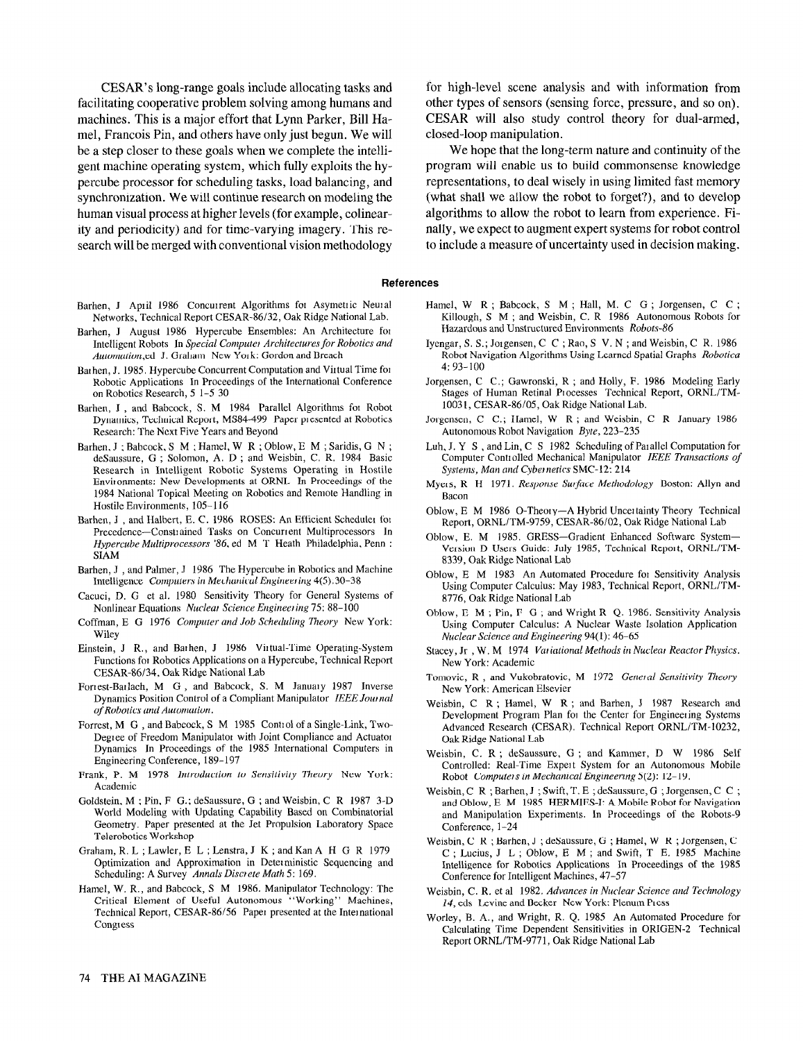CESAR's long-range goals include allocating tasks and facilitating cooperative problem solving among humans and machines. This is a major effort that Lynn Parker, Bill Hamel, Francois Pin, and others have only just begun. We will be a step closer to these goals when we complete the intelligent machine operating system, which fully exploits the hypercube processor for scheduling tasks, load balancing, and synchronization. We will continue research on modeling the human visual process at higher levels (for example, colinearity and periodicity) and for time-varying imagery. This research will be merged with conventional vision methodology for high-level scene analysis and with information from other types of sensors (sensing force, pressure, and so on). CESAR will also study control theory for dual-armed, closed-loop manipulation.

We hope that the long-term nature and continuity of the program will enable us to build commonsense knowledge representations, to deal wisely in using limited fast memory (what shall we allow the robot to forget?), and to develop algorithms to allow the robot to learn from experience. Finally, we expect to augment expert systems for robot control to include a measure of uncertainty used in decision making.

## References

Barhen, J April 1986 Concurrent Algorithms for Asymetric Neural Networks, Technical Report CESAR-86/32, Oak Ridge National Lab.

Barhen, J August 1986 Hypercube Ensembles: An Architecture for Intelligent Robots In *Special Computer Architectures for Robotics and Automation*, ed J. Graham New York: Gordon and Breach

Barhen, J. 1985. Hypercube Concurrent Computation and Virtual Time for Robotic Applications In Proceedings of the International Conference on Robotics Research, 5 1-5 30

Barhen, J , and Babcock, S. M 1984 Parallel Algorithms for Robot Dynamics, Technical Report, MS84-499 Paper presented at Robotics Research: The Next Five Years and Beyond

Barhen, J ; Babcock, S M ; Hamel, W R ; Oblow, E M ; Saridis, G N ; deSaussure, G ; Solomon, A. D ; and Weisbin, C. R. 1984 Basic Research in Intelligent Robotic Systems Operating in Hostile Environments: New Developments at ORNL In Proceedings of the 1984 National Topical Meeting on Robotics and Remote Handling in Hostile Environments, 105-116

Barhen, J , and Halbert, E. C. 1986 ROSES: An Efficient Scheduler for Precedence—Constrained Tasks on Concurrent Multiprocessors In *Hypercube Multiprocessors '86*, ed M T Heath Philadelphia, Penn : SIAM

Barhen, J , and Palmer, J 1986 The Hypercube in Robotics and Machine Intelligence *Computers in Mechanical Engineering* 4(5):30-38

Cacuci, D. G et al. 1980 Sensitivity Theory for General Systems of Nonlinear Equations *Nuclear Science Engineering* 75: 88-100

Coffman, E G 1976 *Computer and Job Scheduling Theory* New York: Wiley

Einstein, J R., and Barhen, J 1986 Virtual-Time Operating-System Functions for Robotics Applications on a Hypercube, Technical Report CESAR-86/34, Oak Ridge National Lab

Forrest-Barlach, M G , and Babcock, S. M January 1987 Inverse Dynamics Position Control of a Compliant Manipulator *IEEE Journal of Robotics and Automation*.

Forrest, M G , and Babcock, S M 1985 Control of a Single-Link, Two-Degree of Freedom Manipulator with Joint Compliance and Actuator Dynamics In Proceedings of the 1985 International Computers in Engineering Conference, 189-197

Frank, P. M 1978 *Introduction to Sensitivity Theory* New York: Academic

Goldstein, M ; Pin, F G.; deSaussure, G ; and Weisbin, C R 1987 3-D World Modeling with Updating Capability Based on Combinatorial Geometry. Paper presented at the Jet Propulsion Laboratory Space Telerobotics Workshop

Graham, R. L ; Lawler, E L ; Lenstra, J K ; and Kan A H G R 1979 Optimization and Approximation in Deterministic Sequencing and Scheduling: A Survey *Annals Discrete Math* 5: 169.

Hamel, W. R., and Babcock, S M 1986. Manipulator Technology: The Critical Element of Useful Autonomous "Working" Machines, Technical Report, CESAR-86/56 Paper presented at the International Congress

Hamel, W R ; Babcock, S M ; Hall, M. C G ; Jorgensen, C C ; Killough, S M ; and Weisbin, C. R 1986 Autonomous Robots for Hazardous and Unstructured Environments *Robots-86*

Iyengar, S. S.; Jorgensen, C C ; Rao, S V. N ; and Weisbin, C R. 1986 Robot Navigation Algorithms Using Learned Spatial Graphs *Robotica* 4: 93-100

Jorgensen, C C.; Gawronski, R ; and Holly, F. 1986 Modeling Early Stages of Human Retinal Processes Technical Report, ORNL/TM-10031, CESAR-86/05, Oak Ridge National Lab.

Jorgensen, C C.; Hamel, W R ; and Weisbin, C R January 1986 Autonomous Robot Navigation *Byte*, 223-235

Luh, J. Y S , and Lin, C S 1982 Scheduling of Parallel Computation for Computer Controlled Mechanical Manipulator *IEEE Transactions of Systems, Man and Cybernetics* SMC-12: 214

Myers, R H 1971. *Response Surface Methodology* Boston: Allyn and Bacon

Oblow, E M 1986 O-Theory—A Hybrid Uncertainty Theory Technical Report, ORNL/TM-9759, CESAR-86/02, Oak Ridge National Lab

Oblow, E. M 1985. GRESS—Gradient Enhanced Software System—Version D Users Guide: July 1985, Technical Report, ORNL/TM-8339, Oak Ridge National Lab

Oblow, E M 1983 An Automated Procedure for Sensitivity Analysis Using Computer Calculus: May 1983, Technical Report, ORNL/TM-8776, Oak Ridge National Lab

Oblow, E M ; Pin, F G ; and Wright R Q. 1986. Sensitivity Analysis Using Computer Calculus: A Nuclear Waste Isolation Application *Nuclear Science and Engineering* 94(1): 46-65

Stacey, Jr , W. M 1974 *Variational Methods in Nuclear Reactor Physics*. New York: Academic

Tomovic, R , and Vukobratovic, M 1972 *General Sensitivity Theory* New York: American Elsevier

Weisbin, C R ; Hamel, W R ; and Barhen, J 1987 Research and Development Program Plan for the Center for Engineering Systems Advanced Research (CESAR). Technical Report ORNL/TM-10232, Oak Ridge National Lab

Weisbin, C. R ; deSaussure, G ; and Kammer, D W 1986 Self Controlled: Real-Time Expert System for an Autonomous Mobile Robot *Computers in Mechanical Engineering* 5(2): 12-19.

Weisbin, C R ; Barhen, J ; Swift, T. E ; deSaussure, G ; Jorgensen, C C ; and Oblow, E M 1985 HERMIES-I: A Mobile Robot for Navigation and Manipulation Experiments. In Proceedings of the Robots-9 Conference, 1-24

Weisbin, C R ; Barhen, J ; deSaussure, G ; Hamel, W R ; Jorgensen, C C ; Lucius, J L ; Oblow, E M ; and Swift, T E. 1985 Machine Intelligence for Robotics Applications In Proceedings of the 1985 Conference for Intelligent Machines, 47-57

Weisbin, C. R. et al 1982. *Advances in Nuclear Science and Technology 14*, eds Levine and Becker New York: Plenum Press

Worley, B. A., and Wright, R. Q. 1985 An Automated Procedure for Calculating Time Dependent Sensitivities in ORIGEN-2 Technical Report ORNL/TM-9771, Oak Ridge National Lab